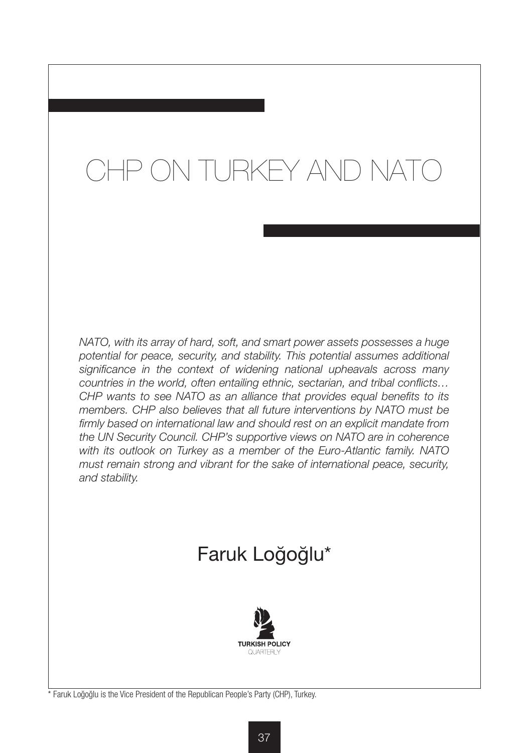# CHP ON TURKEY AND NATO

*NATO, with its array of hard, soft, and smart power assets possesses a huge potential for peace, security, and stability. This potential assumes additional significance in the context of widening national upheavals across many countries in the world, often entailing ethnic, sectarian, and tribal conflicts… CHP wants to see NATO as an alliance that provides equal benefits to its members. CHP also believes that all future interventions by NATO must be firmly based on international law and should rest on an explicit mandate from the UN Security Council. CHP's supportive views on NATO are in coherence with its outlook on Turkey as a member of the Euro-Atlantic family. NATO must remain strong and vibrant for the sake of international peace, security, and stability.*

## Faruk Loğoğlu*

TURKISH POLICY QUARTERLY

\* Faruk Loğoğlu is the Vice President of the Republican People's Party (CHP), Turkey.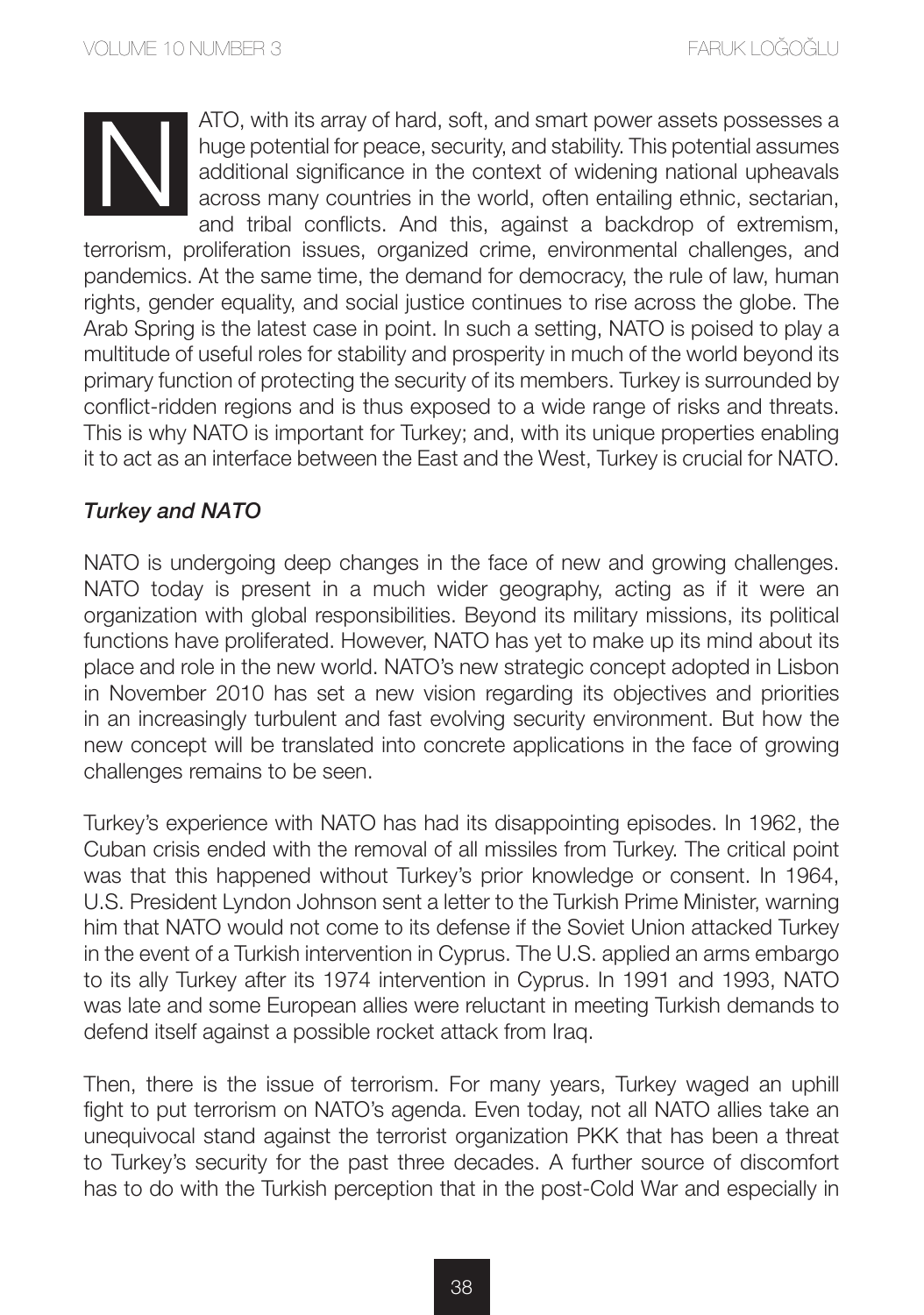NATO, with its array of hard, soft, and smart power assets possesses a huge potential for peace, security, and stability. This potential assumes additional significance in the context of widening national upheavals across many countries in the world, often entailing ethnic, sectarian, and tribal conflicts. And this, against a backdrop of extremism, terrorism, proliferation issues, organized crime, environmental challenges, and pandemics. At the same time, the demand for democracy, the rule of law, human rights, gender equality, and social justice continues to rise across the globe. The Arab Spring is the latest case in point. In such a setting, NATO is poised to play a multitude of useful roles for stability and prosperity in much of the world beyond its primary function of protecting the security of its members. Turkey is surrounded by conflict-ridden regions and is thus exposed to a wide range of risks and threats. This is why NATO is important for Turkey; and, with its unique properties enabling it to act as an interface between the East and the West, Turkey is crucial for NATO.

### *Turkey and NATO*

NATO is undergoing deep changes in the face of new and growing challenges. NATO today is present in a much wider geography, acting as if it were an organization with global responsibilities. Beyond its military missions, its political functions have proliferated. However, NATO has yet to make up its mind about its place and role in the new world. NATO's new strategic concept adopted in Lisbon in November 2010 has set a new vision regarding its objectives and priorities in an increasingly turbulent and fast evolving security environment. But how the new concept will be translated into concrete applications in the face of growing challenges remains to be seen.

Turkey's experience with NATO has had its disappointing episodes. In 1962, the Cuban crisis ended with the removal of all missiles from Turkey. The critical point was that this happened without Turkey's prior knowledge or consent. In 1964, U.S. President Lyndon Johnson sent a letter to the Turkish Prime Minister, warning him that NATO would not come to its defense if the Soviet Union attacked Turkey in the event of a Turkish intervention in Cyprus. The U.S. applied an arms embargo to its ally Turkey after its 1974 intervention in Cyprus. In 1991 and 1993, NATO was late and some European allies were reluctant in meeting Turkish demands to defend itself against a possible rocket attack from Iraq.

Then, there is the issue of terrorism. For many years, Turkey waged an uphill fight to put terrorism on NATO's agenda. Even today, not all NATO allies take an unequivocal stand against the terrorist organization PKK that has been a threat to Turkey's security for the past three decades. A further source of discomfort has to do with the Turkish perception that in the post-Cold War and especially in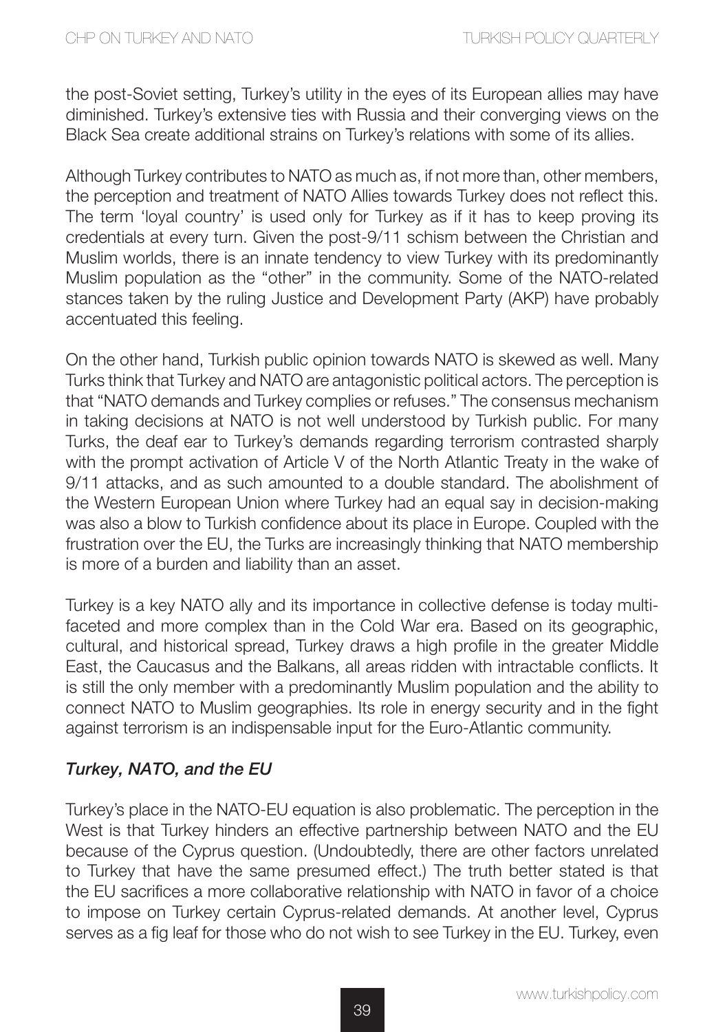the post-Soviet setting, Turkey's utility in the eyes of its European allies may have diminished. Turkey's extensive ties with Russia and their converging views on the Black Sea create additional strains on Turkey's relations with some of its allies.

Although Turkey contributes to NATO as much as, if not more than, other members, the perception and treatment of NATO Allies towards Turkey does not reflect this. The term 'loyal country' is used only for Turkey as if it has to keep proving its credentials at every turn. Given the post-9/11 schism between the Christian and Muslim worlds, there is an innate tendency to view Turkey with its predominantly Muslim population as the "other" in the community. Some of the NATO-related stances taken by the ruling Justice and Development Party (AKP) have probably accentuated this feeling.

On the other hand, Turkish public opinion towards NATO is skewed as well. Many Turks think that Turkey and NATO are antagonistic political actors. The perception is that "NATO demands and Turkey complies or refuses." The consensus mechanism in taking decisions at NATO is not well understood by Turkish public. For many Turks, the deaf ear to Turkey's demands regarding terrorism contrasted sharply with the prompt activation of Article V of the North Atlantic Treaty in the wake of 9/11 attacks, and as such amounted to a double standard. The abolishment of the Western European Union where Turkey had an equal say in decision-making was also a blow to Turkish confidence about its place in Europe. Coupled with the frustration over the EU, the Turks are increasingly thinking that NATO membership is more of a burden and liability than an asset.

Turkey is a key NATO ally and its importance in collective defense is today multi-faceted and more complex than in the Cold War era. Based on its geographic, cultural, and historical spread, Turkey draws a high profile in the greater Middle East, the Caucasus and the Balkans, all areas ridden with intractable conflicts. It is still the only member with a predominantly Muslim population and the ability to connect NATO to Muslim geographies. Its role in energy security and in the fight against terrorism is an indispensable input for the Euro-Atlantic community.

### *Turkey, NATO, and the EU*

Turkey's place in the NATO-EU equation is also problematic. The perception in the West is that Turkey hinders an effective partnership between NATO and the EU because of the Cyprus question. (Undoubtedly, there are other factors unrelated to Turkey that have the same presumed effect.) The truth better stated is that the EU sacrifices a more collaborative relationship with NATO in favor of a choice to impose on Turkey certain Cyprus-related demands. At another level, Cyprus serves as a fig leaf for those who do not wish to see Turkey in the EU. Turkey, even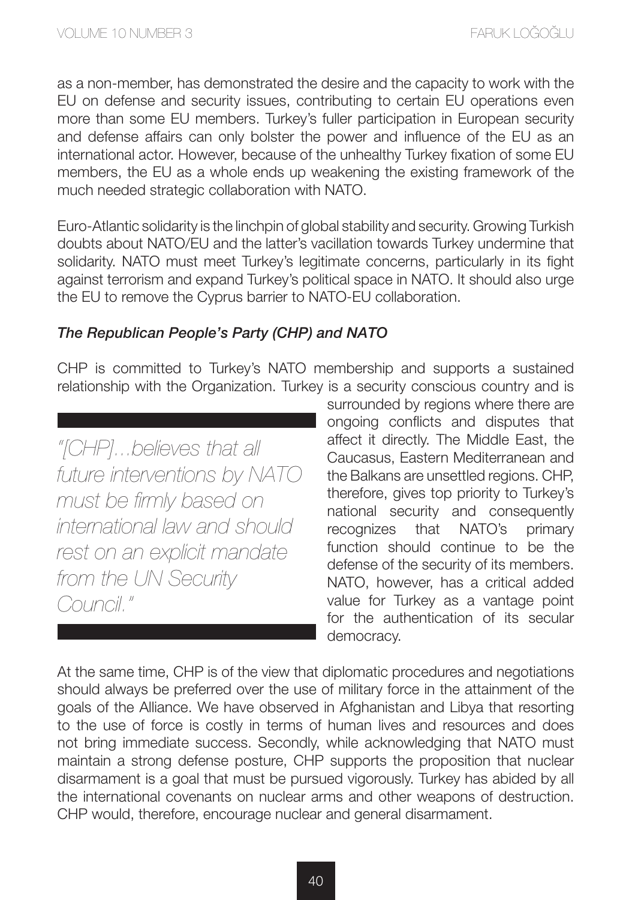as a non-member, has demonstrated the desire and the capacity to work with the EU on defense and security issues, contributing to certain EU operations even more than some EU members. Turkey's fuller participation in European security and defense affairs can only bolster the power and influence of the EU as an international actor. However, because of the unhealthy Turkey fixation of some EU members, the EU as a whole ends up weakening the existing framework of the much needed strategic collaboration with NATO.

Euro-Atlantic solidarity is the linchpin of global stability and security. Growing Turkish doubts about NATO/EU and the latter's vacillation towards Turkey undermine that solidarity. NATO must meet Turkey's legitimate concerns, particularly in its fight against terrorism and expand Turkey's political space in NATO. It should also urge the EU to remove the Cyprus barrier to NATO-EU collaboration.

### *The Republican People's Party (CHP) and NATO*

CHP is committed to Turkey's NATO membership and supports a sustained relationship with the Organization. Turkey is a security conscious country and is surrounded by regions where there are ongoing conflicts and disputes that affect it directly. The Middle East, the Caucasus, Eastern Mediterranean and the Balkans are unsettled regions. CHP, therefore, gives top priority to Turkey's national security and consequently recognizes that NATO's primary function should continue to be the defense of the security of its members. NATO, however, has a critical added value for Turkey as a vantage point for the authentication of its secular democracy.

> *"[CHP]...believes that all future interventions by NATO must be firmly based on international law and should rest on an explicit mandate from the UN Security Council."*

At the same time, CHP is of the view that diplomatic procedures and negotiations should always be preferred over the use of military force in the attainment of the goals of the Alliance. We have observed in Afghanistan and Libya that resorting to the use of force is costly in terms of human lives and resources and does not bring immediate success. Secondly, while acknowledging that NATO must maintain a strong defense posture, CHP supports the proposition that nuclear disarmament is a goal that must be pursued vigorously. Turkey has abided by all the international covenants on nuclear arms and other weapons of destruction. CHP would, therefore, encourage nuclear and general disarmament.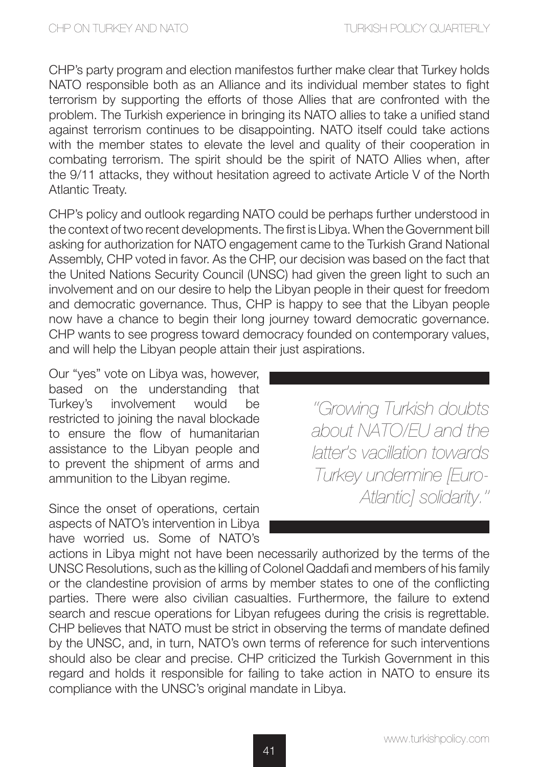CHP's party program and election manifestos further make clear that Turkey holds NATO responsible both as an Alliance and its individual member states to fight terrorism by supporting the efforts of those Allies that are confronted with the problem. The Turkish experience in bringing its NATO allies to take a unified stand against terrorism continues to be disappointing. NATO itself could take actions with the member states to elevate the level and quality of their cooperation in combating terrorism. The spirit should be the spirit of NATO Allies when, after the 9/11 attacks, they without hesitation agreed to activate Article V of the North Atlantic Treaty.

CHP's policy and outlook regarding NATO could be perhaps further understood in the context of two recent developments. The first is Libya. When the Government bill asking for authorization for NATO engagement came to the Turkish Grand National Assembly, CHP voted in favor. As the CHP, our decision was based on the fact that the United Nations Security Council (UNSC) had given the green light to such an involvement and on our desire to help the Libyan people in their quest for freedom and democratic governance. Thus, CHP is happy to see that the Libyan people now have a chance to begin their long journey toward democratic governance. CHP wants to see progress toward democracy founded on contemporary values, and will help the Libyan people attain their just aspirations.

Our "yes" vote on Libya was, however, based on the understanding that Turkey's involvement would be restricted to joining the naval blockade to ensure the flow of humanitarian assistance to the Libyan people and to prevent the shipment of arms and ammunition to the Libyan regime.

> *"Growing Turkish doubts about NATO/EU and the latter's vacillation towards Turkey undermine [Euro-Atlantic] solidarity."*

Since the onset of operations, certain aspects of NATO's intervention in Libya have worried us. Some of NATO's actions in Libya might not have been necessarily authorized by the terms of the UNSC Resolutions, such as the killing of Colonel Qaddafi and members of his family or the clandestine provision of arms by member states to one of the conflicting parties. There were also civilian casualties. Furthermore, the failure to extend search and rescue operations for Libyan refugees during the crisis is regrettable. CHP believes that NATO must be strict in observing the terms of mandate defined by the UNSC, and, in turn, NATO's own terms of reference for such interventions should also be clear and precise. CHP criticized the Turkish Government in this regard and holds it responsible for failing to take action in NATO to ensure its compliance with the UNSC's original mandate in Libya.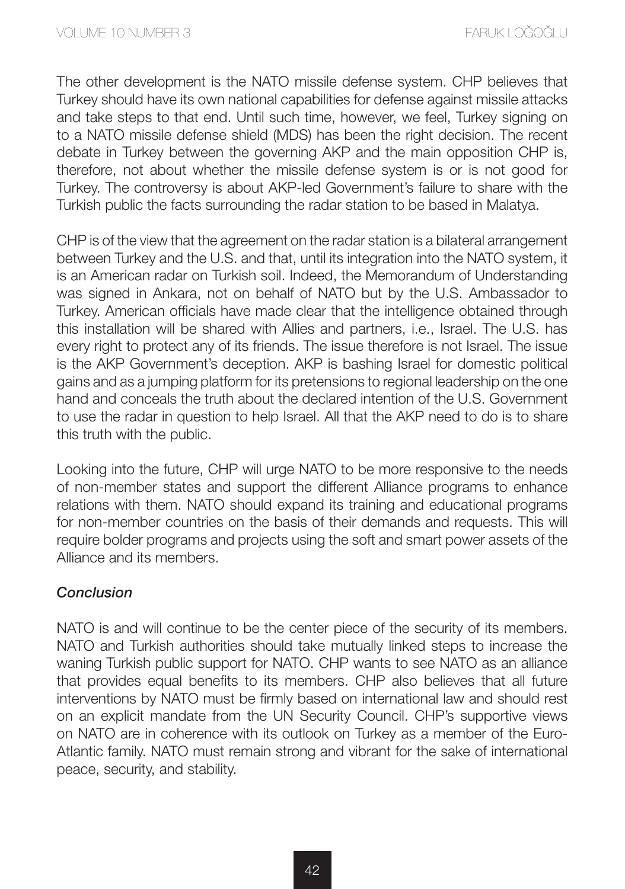The other development is the NATO missile defense system. CHP believes that Turkey should have its own national capabilities for defense against missile attacks and take steps to that end. Until such time, however, we feel, Turkey signing on to a NATO missile defense shield (MDS) has been the right decision. The recent debate in Turkey between the governing AKP and the main opposition CHP is, therefore, not about whether the missile defense system is or is not good for Turkey. The controversy is about AKP-led Government's failure to share with the Turkish public the facts surrounding the radar station to be based in Malatya.

CHP is of the view that the agreement on the radar station is a bilateral arrangement between Turkey and the U.S. and that, until its integration into the NATO system, it is an American radar on Turkish soil. Indeed, the Memorandum of Understanding was signed in Ankara, not on behalf of NATO but by the U.S. Ambassador to Turkey. American officials have made clear that the intelligence obtained through this installation will be shared with Allies and partners, i.e., Israel. The U.S. has every right to protect any of its friends. The issue therefore is not Israel. The issue is the AKP Government's deception. AKP is bashing Israel for domestic political gains and as a jumping platform for its pretensions to regional leadership on the one hand and conceals the truth about the declared intention of the U.S. Government to use the radar in question to help Israel. All that the AKP need to do is to share this truth with the public.

Looking into the future, CHP will urge NATO to be more responsive to the needs of non-member states and support the different Alliance programs to enhance relations with them. NATO should expand its training and educational programs for non-member countries on the basis of their demands and requests. This will require bolder programs and projects using the soft and smart power assets of the Alliance and its members.

### *Conclusion*

NATO is and will continue to be the center piece of the security of its members. NATO and Turkish authorities should take mutually linked steps to increase the waning Turkish public support for NATO. CHP wants to see NATO as an alliance that provides equal benefits to its members. CHP also believes that all future interventions by NATO must be firmly based on international law and should rest on an explicit mandate from the UN Security Council. CHP's supportive views on NATO are in coherence with its outlook on Turkey as a member of the Euro-Atlantic family. NATO must remain strong and vibrant for the sake of international peace, security, and stability.